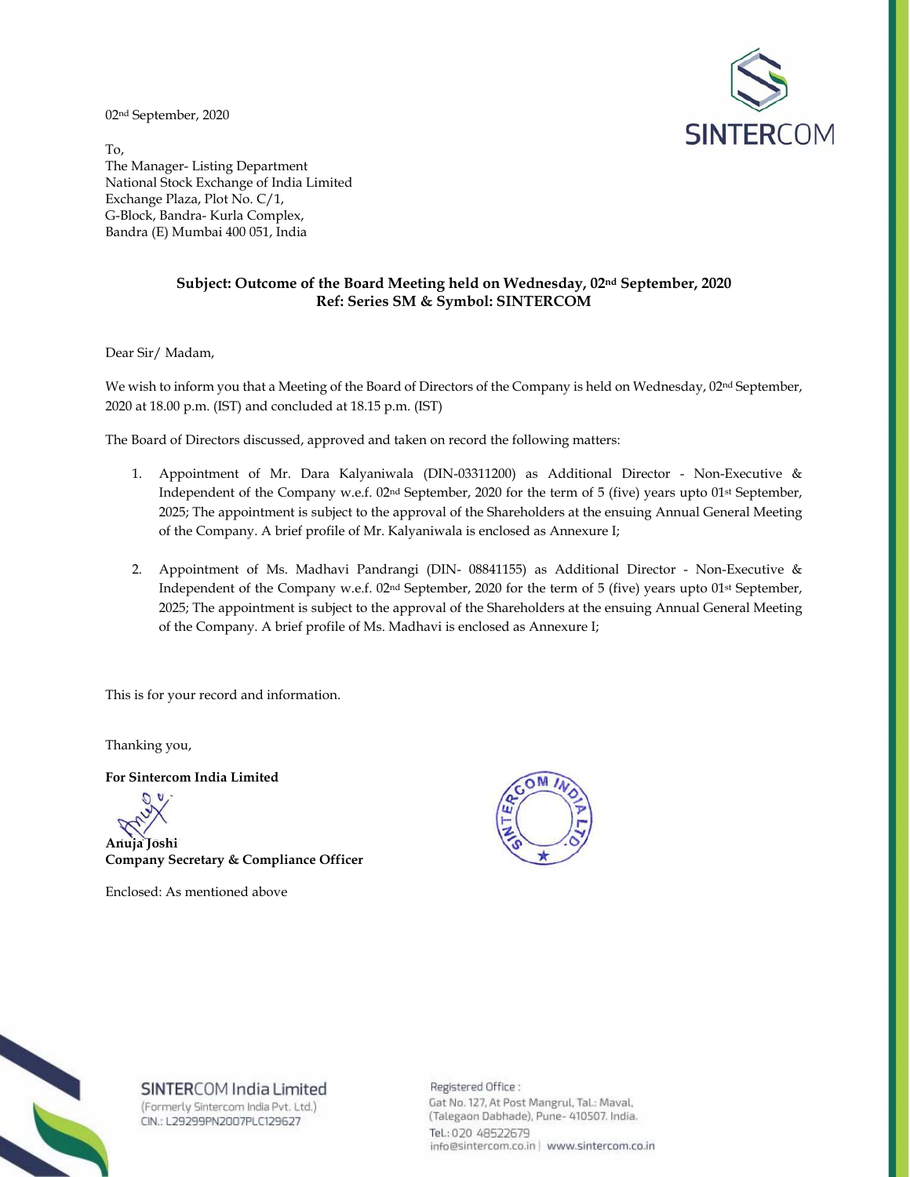02nd September, 2020

To,
The Manager- Listing Department
National Stock Exchange of India Limited
Exchange Plaza, Plot No. C/1,
G-Block, Bandra- Kurla Complex,
Bandra (E) Mumbai 400 051, India

**Subject: Outcome of the Board Meeting held on Wednesday, 02nd September, 2020**
**Ref: Series SM & Symbol: SINTERCOM**

Dear Sir/ Madam,

We wish to inform you that a Meeting of the Board of Directors of the Company is held on Wednesday, 02nd September, 2020 at 18.00 p.m. (IST) and concluded at 18.15 p.m. (IST)

The Board of Directors discussed, approved and taken on record the following matters:

1. Appointment of Mr. Dara Kalyaniwala (DIN-03311200) as Additional Director - Non-Executive & Independent of the Company w.e.f. 02nd September, 2020 for the term of 5 (five) years upto 01st September, 2025; The appointment is subject to the approval of the Shareholders at the ensuing Annual General Meeting of the Company. A brief profile of Mr. Kalyaniwala is enclosed as Annexure I;

2. Appointment of Ms. Madhavi Pandrangi (DIN- 08841155) as Additional Director - Non-Executive & Independent of the Company w.e.f. 02nd September, 2020 for the term of 5 (five) years upto 01st September, 2025; The appointment is subject to the approval of the Shareholders at the ensuing Annual General Meeting of the Company. A brief profile of Ms. Madhavi is enclosed as Annexure I;

This is for your record and information.

Thanking you,

**For Sintercom India Limited**

**Anuja Joshi**
**Company Secretary & Compliance Officer**

Enclosed: As mentioned above

SINTERCOM India Limited
(Formerly Sintercom India Pvt. Ltd.)
CIN.: L29299PN2007PLC129627

Registered Office :
Gat No. 127, At Post Mangrul, Tal.: Maval,
(Talegaon Dabhade), Pune- 410507. India.
Tel.: 020 48522679
info@sintercom.co.in | www.sintercom.co.in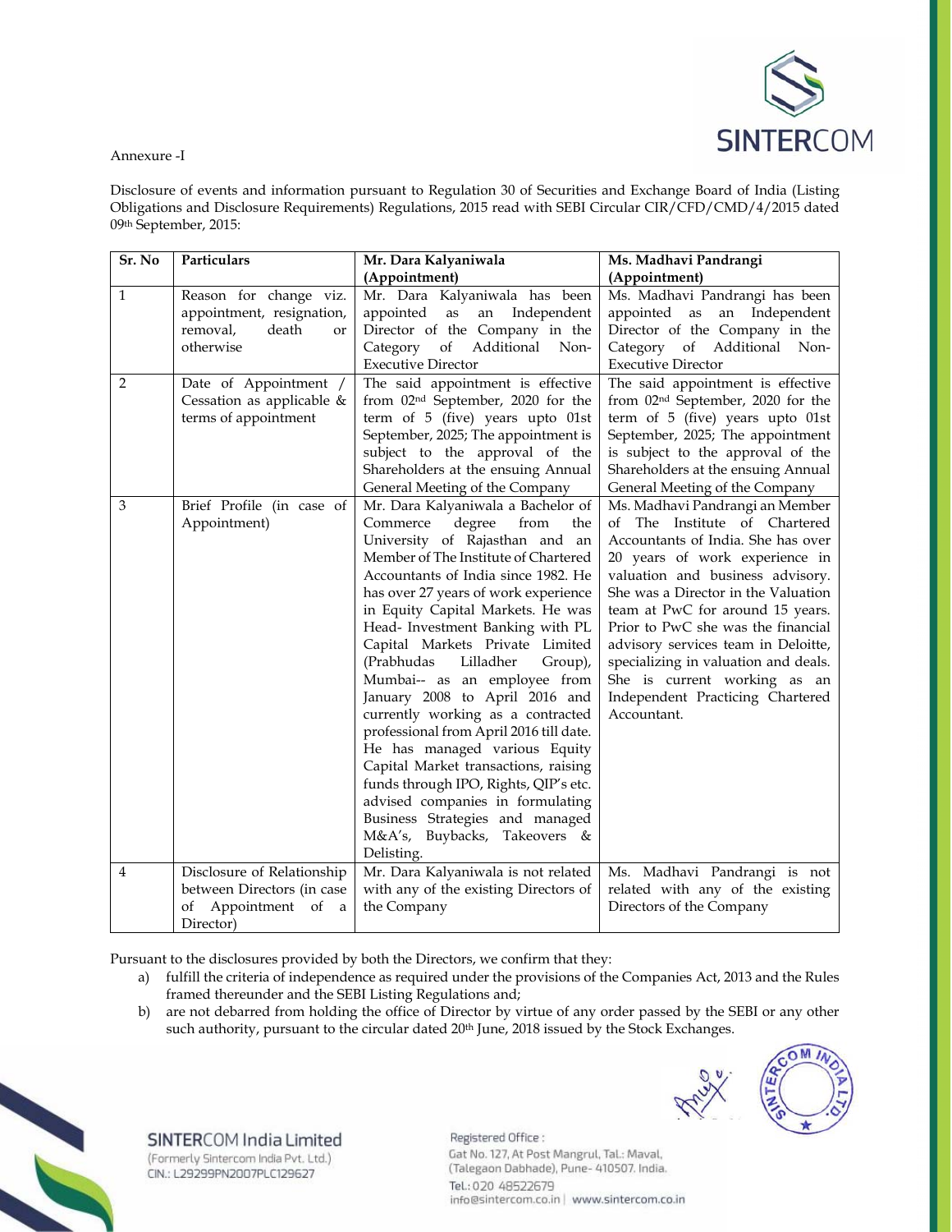Annexure -I

Disclosure of events and information pursuant to Regulation 30 of Securities and Exchange Board of India (Listing Obligations and Disclosure Requirements) Regulations, 2015 read with SEBI Circular CIR/CFD/CMD/4/2015 dated 09th September, 2015:

| Sr. No | Particulars | Mr. Dara Kalyaniwala (Appointment) | Ms. Madhavi Pandrangi (Appointment) |
|---|---|---|---|
| 1 | Reason for change viz. appointment, resignation, removal, death or otherwise | Mr. Dara Kalyaniwala has been appointed as an Independent Director of the Company in the Category of Additional Non-Executive Director | Ms. Madhavi Pandrangi has been appointed as an Independent Director of the Company in the Category of Additional Non-Executive Director |
| 2 | Date of Appointment / Cessation as applicable & terms of appointment | The said appointment is effective from 02nd September, 2020 for the term of 5 (five) years upto 01st September, 2025; The appointment is subject to the approval of the Shareholders at the ensuing Annual General Meeting of the Company | The said appointment is effective from 02nd September, 2020 for the term of 5 (five) years upto 01st September, 2025; The appointment is subject to the approval of the Shareholders at the ensuing Annual General Meeting of the Company |
| 3 | Brief Profile (in case of Appointment) | Mr. Dara Kalyaniwala a Bachelor of Commerce degree from the University of Rajasthan and an Member of The Institute of Chartered Accountants of India since 1982. He has over 27 years of work experience in Equity Capital Markets. He was Head- Investment Banking with PL Capital Markets Private Limited (Prabhudas Lilladher Group), Mumbai-- as an employee from January 2008 to April 2016 and currently working as a contracted professional from April 2016 till date. He has managed various Equity Capital Market transactions, raising funds through IPO, Rights, QIP's etc. advised companies in formulating Business Strategies and managed M&A's, Buybacks, Takeovers & Delisting. | Ms. Madhavi Pandrangi an Member of The Institute of Chartered Accountants of India. She has over 20 years of work experience in valuation and business advisory. She was a Director in the Valuation team at PwC for around 15 years. Prior to PwC she was the financial advisory services team in Deloitte, specializing in valuation and deals. She is current working as an Independent Practicing Chartered Accountant. |
| 4 | Disclosure of Relationship between Directors (in case of Appointment of a Director) | Mr. Dara Kalyaniwala is not related with any of the existing Directors of the Company | Ms. Madhavi Pandrangi is not related with any of the existing Directors of the Company |

Pursuant to the disclosures provided by both the Directors, we confirm that they:

a) fulfill the criteria of independence as required under the provisions of the Companies Act, 2013 and the Rules framed thereunder and the SEBI Listing Regulations and;

b) are not debarred from holding the office of Director by virtue of any order passed by the SEBI or any other such authority, pursuant to the circular dated 20th June, 2018 issued by the Stock Exchanges.

SINTERCOM India Limited
(Formerly Sintercom India Pvt. Ltd.)
CIN.: L29299PN2007PLC129627

Registered Office :
Gat No. 127, At Post Mangrul, Tal.: Maval, (Talegaon Dabhade), Pune- 410507. India.
Tel.: 020 48522679
info@sintercom.co.in | www.sintercom.co.in